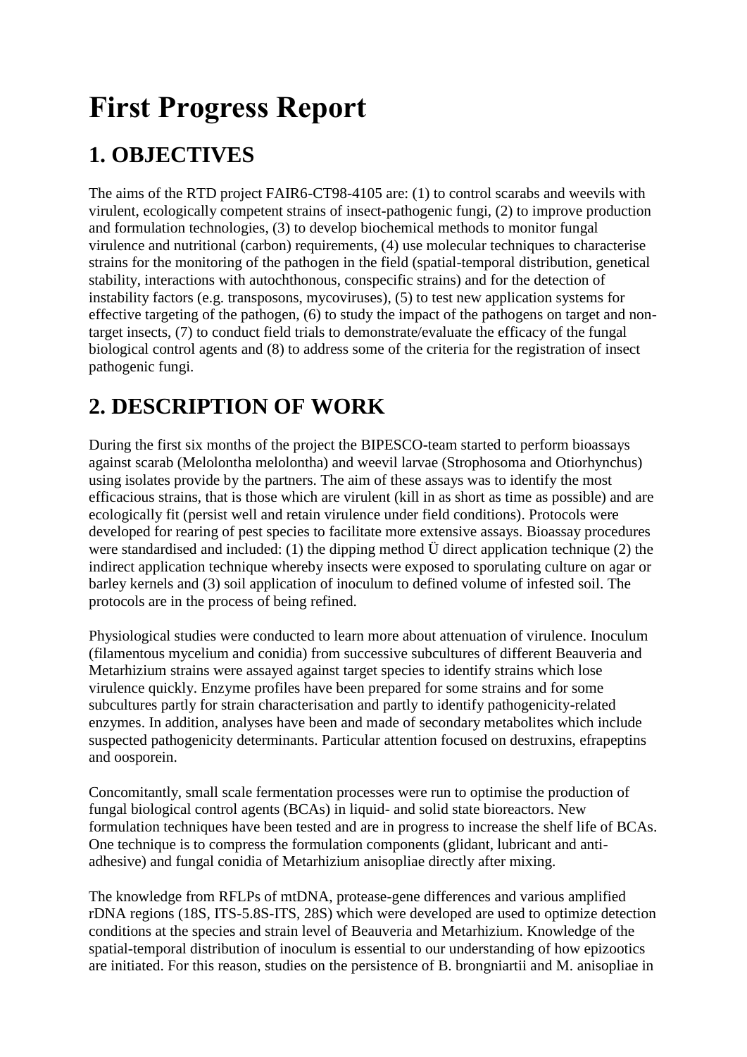# First Progress Report

## 1. OBJECTIVES

The aims of the RTD project FAIR6-CT98-4105 are: (1) to control scarabs and weevils with virulent, ecologically competent strains of insect-pathogenic fungi, (2) to improve production and formulation technologies, (3) to develop biochemical methods to monitor fungal virulence and nutritional (carbon) requirements, (4) use molecular techniques to characterise strains for the monitoring of the pathogen in the field (spatial-temporal distribution, genetical stability, interactions with autochthonous, conspecific strains) and for the detection of instability factors (e.g. transposons, mycoviruses), (5) to test new application systems for effective targeting of the pathogen, (6) to study the impact of the pathogens on target and non-target insects, (7) to conduct field trials to demonstrate/evaluate the efficacy of the fungal biological control agents and (8) to address some of the criteria for the registration of insect pathogenic fungi.

## 2. DESCRIPTION OF WORK

During the first six months of the project the BIPESCO-team started to perform bioassays against scarab (Melolontha melolontha) and weevil larvae (Strophosoma and Otiorhynchus) using isolates provide by the partners. The aim of these assays was to identify the most efficacious strains, that is those which are virulent (kill in as short as time as possible) and are ecologically fit (persist well and retain virulence under field conditions). Protocols were developed for rearing of pest species to facilitate more extensive assays. Bioassay procedures were standardised and included: (1) the dipping method Ü direct application technique (2) the indirect application technique whereby insects were exposed to sporulating culture on agar or barley kernels and (3) soil application of inoculum to defined volume of infested soil. The protocols are in the process of being refined.

Physiological studies were conducted to learn more about attenuation of virulence. Inoculum (filamentous mycelium and conidia) from successive subcultures of different Beauveria and Metarhizium strains were assayed against target species to identify strains which lose virulence quickly. Enzyme profiles have been prepared for some strains and for some subcultures partly for strain characterisation and partly to identify pathogenicity-related enzymes. In addition, analyses have been and made of secondary metabolites which include suspected pathogenicity determinants. Particular attention focused on destruxins, efrapeptins and oosporein.

Concomitantly, small scale fermentation processes were run to optimise the production of fungal biological control agents (BCAs) in liquid- and solid state bioreactors. New formulation techniques have been tested and are in progress to increase the shelf life of BCAs. One technique is to compress the formulation components (glidant, lubricant and anti-adhesive) and fungal conidia of Metarhizium anisopliae directly after mixing.

The knowledge from RFLPs of mtDNA, protease-gene differences and various amplified rDNA regions (18S, ITS-5.8S-ITS, 28S) which were developed are used to optimize detection conditions at the species and strain level of Beauveria and Metarhizium. Knowledge of the spatial-temporal distribution of inoculum is essential to our understanding of how epizootics are initiated. For this reason, studies on the persistence of B. brongniartii and M. anisopliae in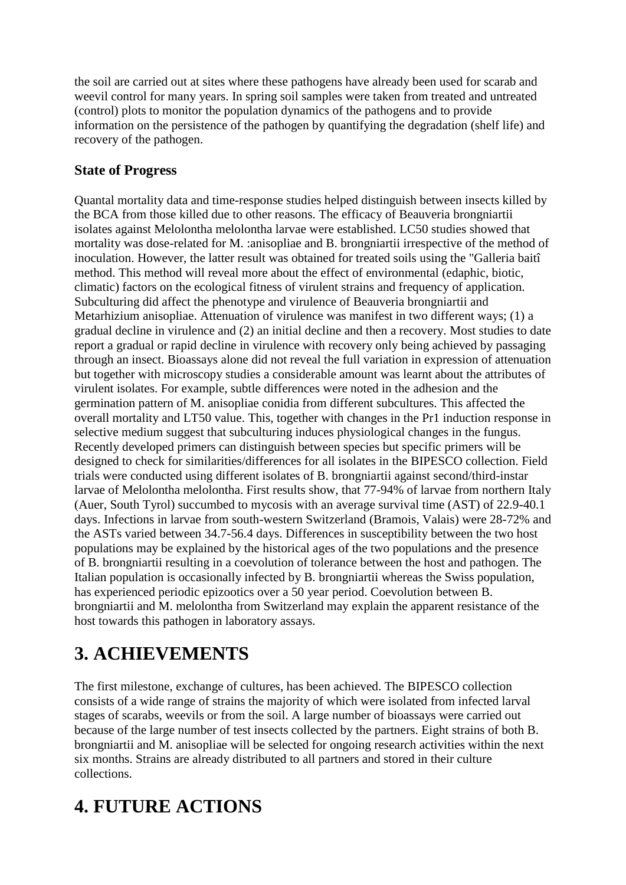the soil are carried out at sites where these pathogens have already been used for scarab and weevil control for many years. In spring soil samples were taken from treated and untreated (control) plots to monitor the population dynamics of the pathogens and to provide information on the persistence of the pathogen by quantifying the degradation (shelf life) and recovery of the pathogen.

### State of Progress

Quantal mortality data and time-response studies helped distinguish between insects killed by the BCA from those killed due to other reasons. The efficacy of Beauveria brongniartii isolates against Melolontha melolontha larvae were established. LC50 studies showed that mortality was dose-related for M. :anisopliae and B. brongniartii irrespective of the method of inoculation. However, the latter result was obtained for treated soils using the "Galleria baitî method. This method will reveal more about the effect of environmental (edaphic, biotic, climatic) factors on the ecological fitness of virulent strains and frequency of application. Subculturing did affect the phenotype and virulence of Beauveria brongniartii and Metarhizium anisopliae. Attenuation of virulence was manifest in two different ways; (1) a gradual decline in virulence and (2) an initial decline and then a recovery. Most studies to date report a gradual or rapid decline in virulence with recovery only being achieved by passaging through an insect. Bioassays alone did not reveal the full variation in expression of attenuation but together with microscopy studies a considerable amount was learnt about the attributes of virulent isolates. For example, subtle differences were noted in the adhesion and the germination pattern of M. anisopliae conidia from different subcultures. This affected the overall mortality and LT50 value. This, together with changes in the Pr1 induction response in selective medium suggest that subculturing induces physiological changes in the fungus. Recently developed primers can distinguish between species but specific primers will be designed to check for similarities/differences for all isolates in the BIPESCO collection. Field trials were conducted using different isolates of B. brongniartii against second/third-instar larvae of Melolontha melolontha. First results show, that 77-94% of larvae from northern Italy (Auer, South Tyrol) succumbed to mycosis with an average survival time (AST) of 22.9-40.1 days. Infections in larvae from south-western Switzerland (Bramois, Valais) were 28-72% and the ASTs varied between 34.7-56.4 days. Differences in susceptibility between the two host populations may be explained by the historical ages of the two populations and the presence of B. brongniartii resulting in a coevolution of tolerance between the host and pathogen. The Italian population is occasionally infected by B. brongniartii whereas the Swiss population, has experienced periodic epizootics over a 50 year period. Coevolution between B. brongniartii and M. melolontha from Switzerland may explain the apparent resistance of the host towards this pathogen in laboratory assays.

# 3. ACHIEVEMENTS

The first milestone, exchange of cultures, has been achieved. The BIPESCO collection consists of a wide range of strains the majority of which were isolated from infected larval stages of scarabs, weevils or from the soil. A large number of bioassays were carried out because of the large number of test insects collected by the partners. Eight strains of both B. brongniartii and M. anisopliae will be selected for ongoing research activities within the next six months. Strains are already distributed to all partners and stored in their culture collections.

# 4. FUTURE ACTIONS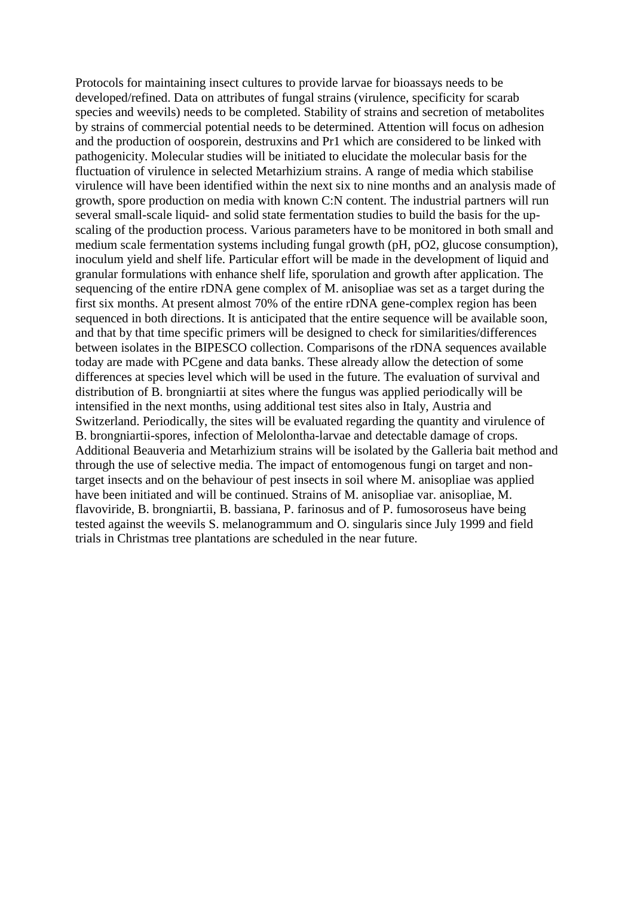Protocols for maintaining insect cultures to provide larvae for bioassays needs to be developed/refined. Data on attributes of fungal strains (virulence, specificity for scarab species and weevils) needs to be completed. Stability of strains and secretion of metabolites by strains of commercial potential needs to be determined. Attention will focus on adhesion and the production of oosporein, destruxins and Pr1 which are considered to be linked with pathogenicity. Molecular studies will be initiated to elucidate the molecular basis for the fluctuation of virulence in selected Metarhizium strains. A range of media which stabilise virulence will have been identified within the next six to nine months and an analysis made of growth, spore production on media with known C:N content. The industrial partners will run several small-scale liquid- and solid state fermentation studies to build the basis for the up-scaling of the production process. Various parameters have to be monitored in both small and medium scale fermentation systems including fungal growth (pH, pO2, glucose consumption), inoculum yield and shelf life. Particular effort will be made in the development of liquid and granular formulations with enhance shelf life, sporulation and growth after application. The sequencing of the entire rDNA gene complex of M. anisopliae was set as a target during the first six months. At present almost 70% of the entire rDNA gene-complex region has been sequenced in both directions. It is anticipated that the entire sequence will be available soon, and that by that time specific primers will be designed to check for similarities/differences between isolates in the BIPESCO collection. Comparisons of the rDNA sequences available today are made with PCgene and data banks. These already allow the detection of some differences at species level which will be used in the future. The evaluation of survival and distribution of B. brongniartii at sites where the fungus was applied periodically will be intensified in the next months, using additional test sites also in Italy, Austria and Switzerland. Periodically, the sites will be evaluated regarding the quantity and virulence of B. brongniartii-spores, infection of Melolontha-larvae and detectable damage of crops. Additional Beauveria and Metarhizium strains will be isolated by the Galleria bait method and through the use of selective media. The impact of entomogenous fungi on target and non-target insects and on the behaviour of pest insects in soil where M. anisopliae was applied have been initiated and will be continued. Strains of M. anisopliae var. anisopliae, M. flavoviride, B. brongniartii, B. bassiana, P. farinosus and of P. fumosoroseus have being tested against the weevils S. melanogrammum and O. singularis since July 1999 and field trials in Christmas tree plantations are scheduled in the near future.